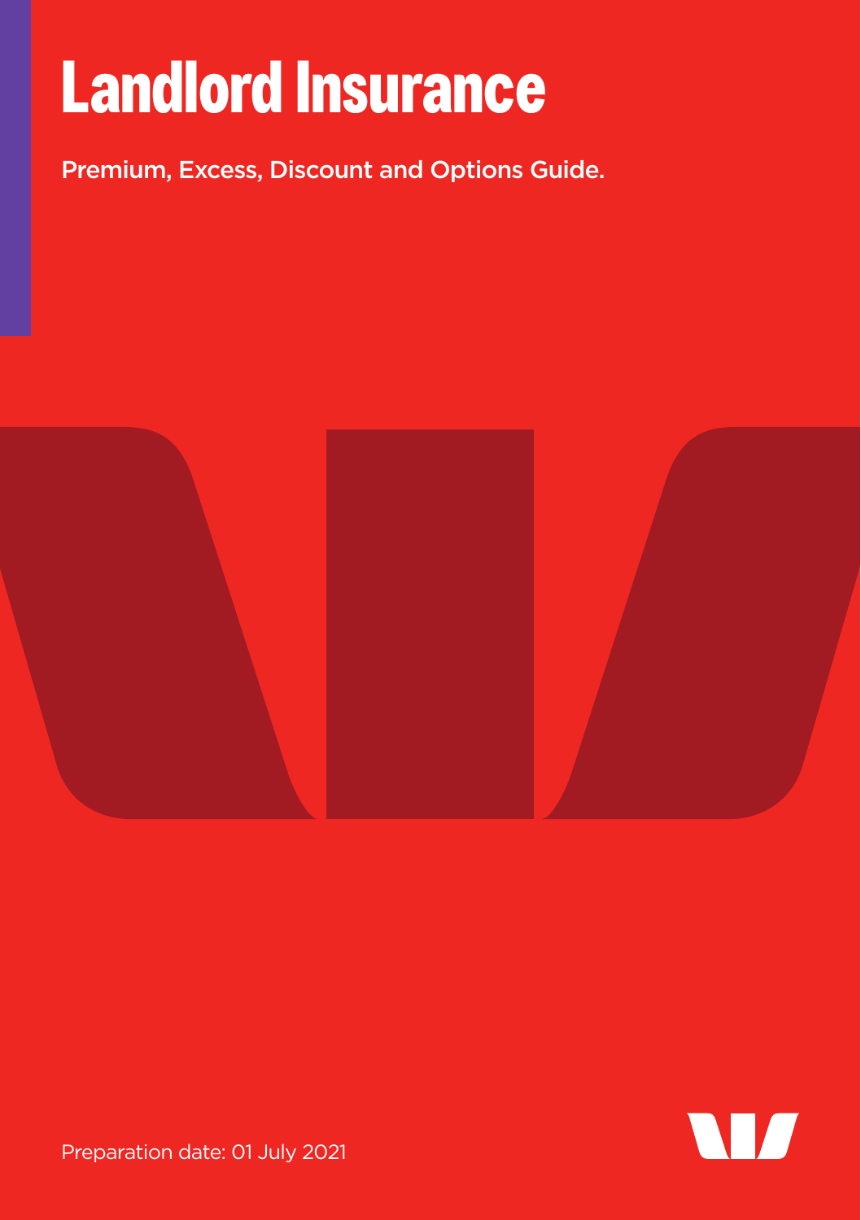# Landlord Insurance

Premium, Excess, Discount and Options Guide.

Preparation date: 01 July 2021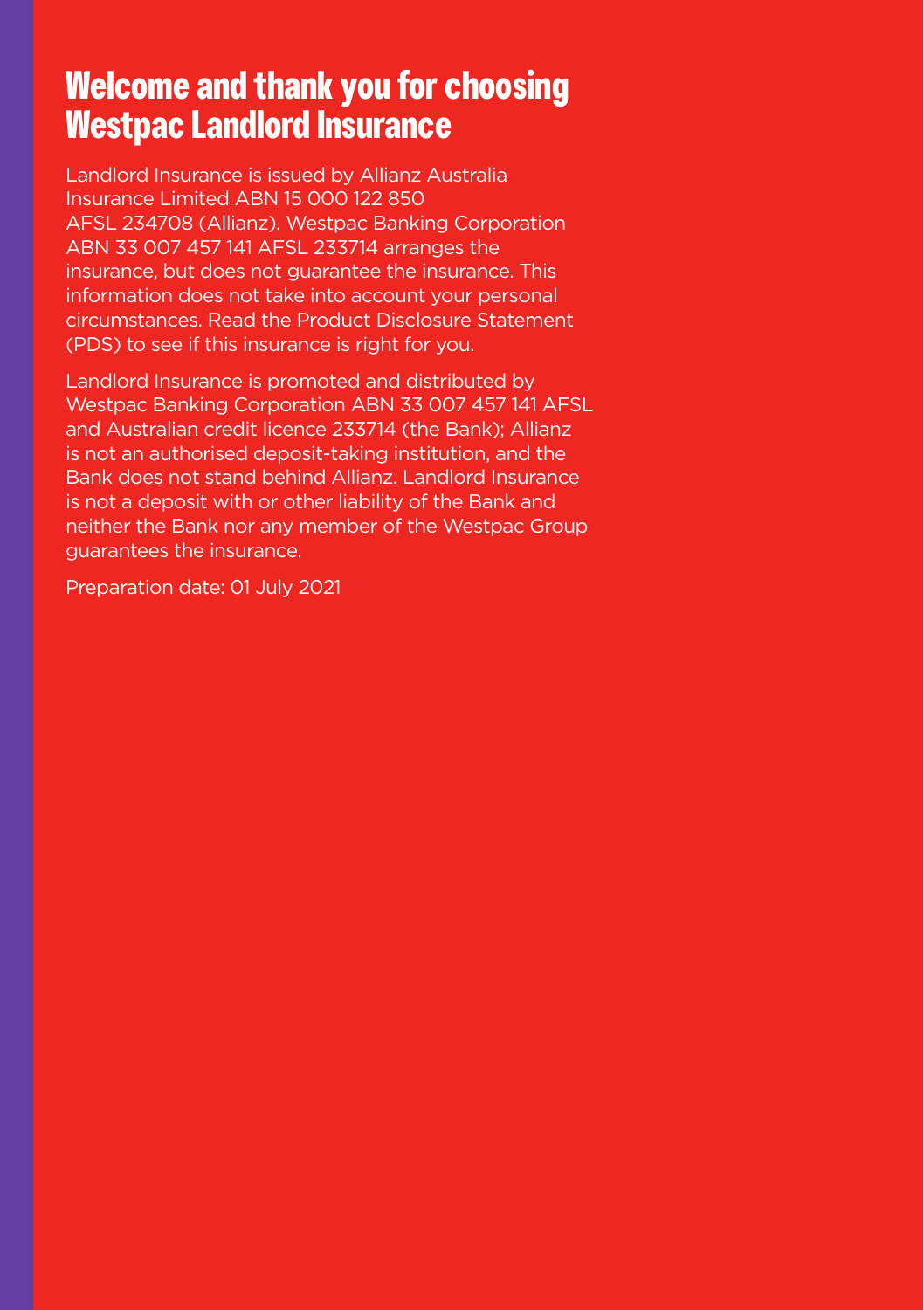# Welcome and thank you for choosing Westpac Landlord Insurance

Landlord Insurance is issued by Allianz Australia Insurance Limited ABN 15 000 122 850 AFSL 234708 (Allianz). Westpac Banking Corporation ABN 33 007 457 141 AFSL 233714 arranges the insurance, but does not guarantee the insurance. This information does not take into account your personal circumstances. Read the Product Disclosure Statement (PDS) to see if this insurance is right for you.

Landlord Insurance is promoted and distributed by Westpac Banking Corporation ABN 33 007 457 141 AFSL and Australian credit licence 233714 (the Bank); Allianz is not an authorised deposit-taking institution, and the Bank does not stand behind Allianz. Landlord Insurance is not a deposit with or other liability of the Bank and neither the Bank nor any member of the Westpac Group guarantees the insurance.

Preparation date: 01 July 2021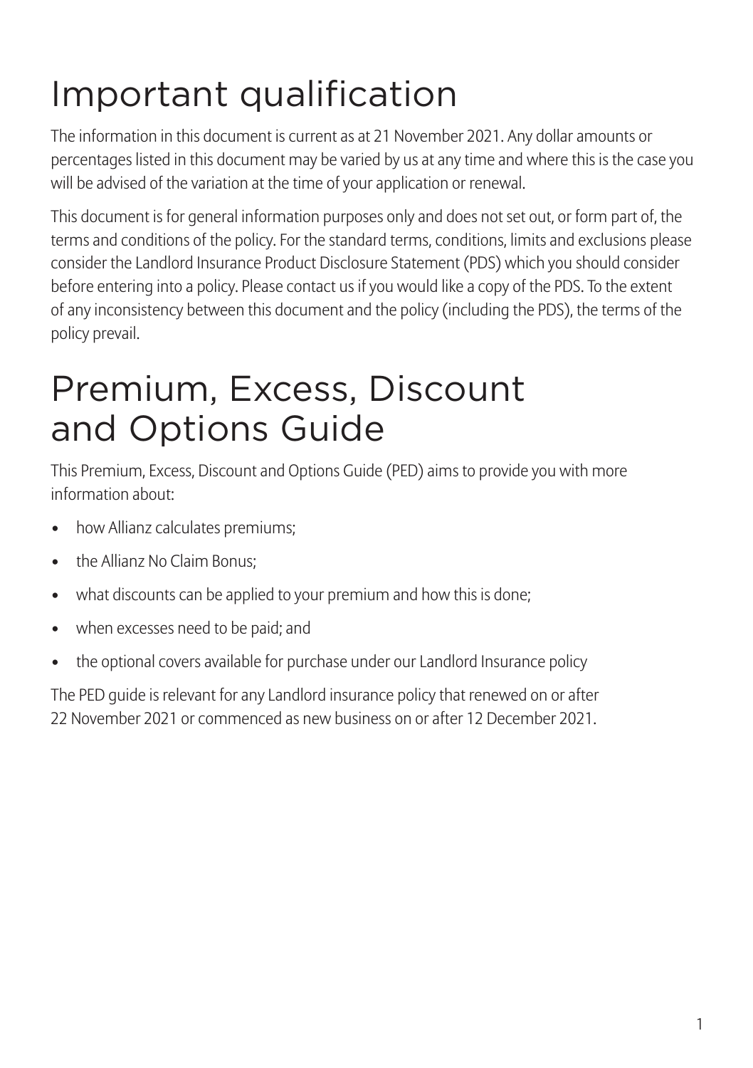# Important qualification

The information in this document is current as at 21 November 2021. Any dollar amounts or percentages listed in this document may be varied by us at any time and where this is the case you will be advised of the variation at the time of your application or renewal.

This document is for general information purposes only and does not set out, or form part of, the terms and conditions of the policy. For the standard terms, conditions, limits and exclusions please consider the Landlord Insurance Product Disclosure Statement (PDS) which you should consider before entering into a policy. Please contact us if you would like a copy of the PDS. To the extent of any inconsistency between this document and the policy (including the PDS), the terms of the policy prevail.

# Premium, Excess, Discount and Options Guide

This Premium, Excess, Discount and Options Guide (PED) aims to provide you with more information about:

- how Allianz calculates premiums;
- the Allianz No Claim Bonus;
- what discounts can be applied to your premium and how this is done;
- when excesses need to be paid; and
- the optional covers available for purchase under our Landlord Insurance policy

The PED guide is relevant for any Landlord insurance policy that renewed on or after 22 November 2021 or commenced as new business on or after 12 December 2021.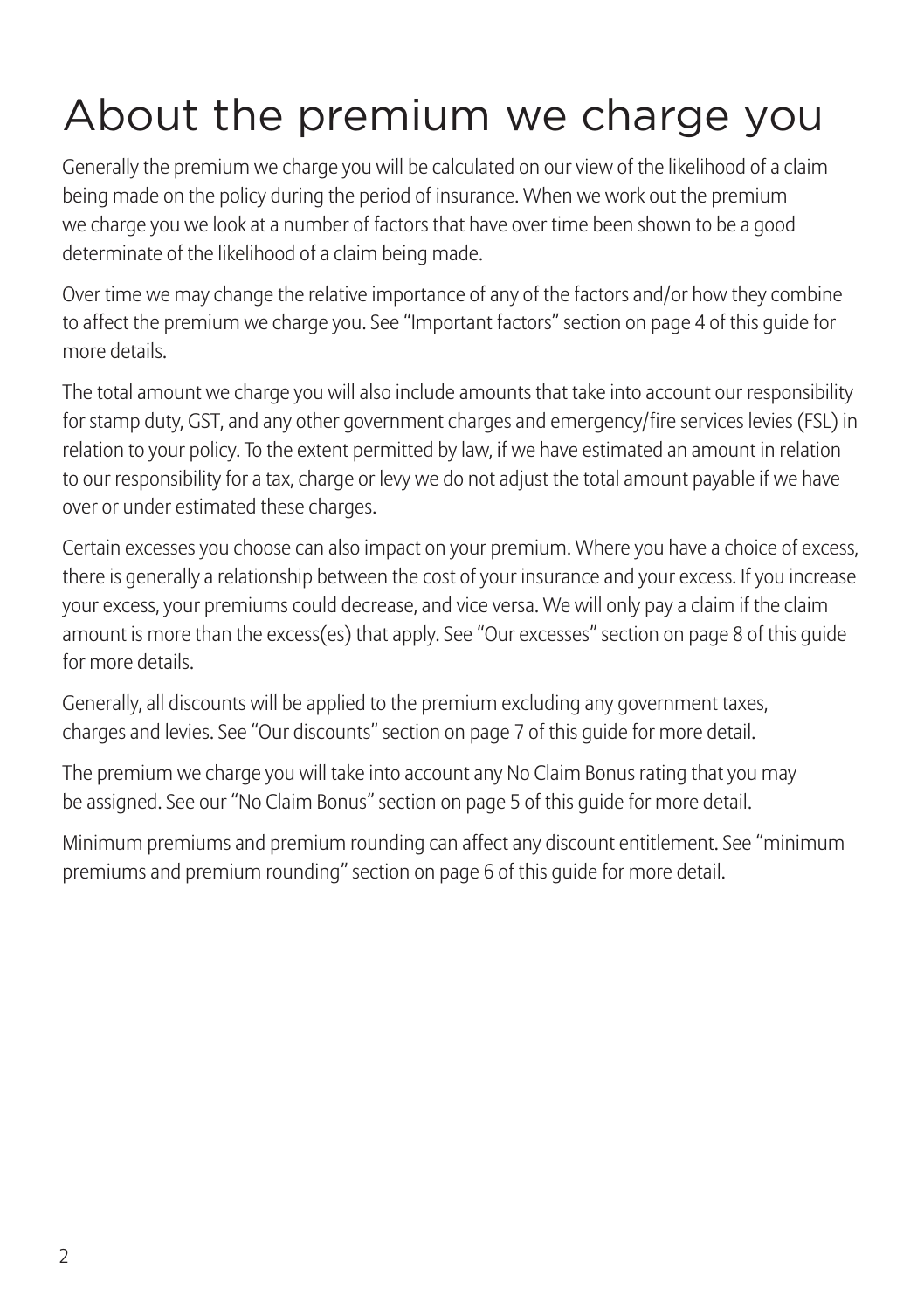# About the premium we charge you

Generally the premium we charge you will be calculated on our view of the likelihood of a claim being made on the policy during the period of insurance. When we work out the premium we charge you we look at a number of factors that have over time been shown to be a good determinate of the likelihood of a claim being made.

Over time we may change the relative importance of any of the factors and/or how they combine to affect the premium we charge you. See "Important factors" section on page 4 of this guide for more details.

The total amount we charge you will also include amounts that take into account our responsibility for stamp duty, GST, and any other government charges and emergency/fire services levies (FSL) in relation to your policy. To the extent permitted by law, if we have estimated an amount in relation to our responsibility for a tax, charge or levy we do not adjust the total amount payable if we have over or under estimated these charges.

Certain excesses you choose can also impact on your premium. Where you have a choice of excess, there is generally a relationship between the cost of your insurance and your excess. If you increase your excess, your premiums could decrease, and vice versa. We will only pay a claim if the claim amount is more than the excess(es) that apply. See "Our excesses" section on page 8 of this guide for more details.

Generally, all discounts will be applied to the premium excluding any government taxes, charges and levies. See "Our discounts" section on page 7 of this guide for more detail.

The premium we charge you will take into account any No Claim Bonus rating that you may be assigned. See our "No Claim Bonus" section on page 5 of this guide for more detail.

Minimum premiums and premium rounding can affect any discount entitlement. See "minimum premiums and premium rounding" section on page 6 of this guide for more detail.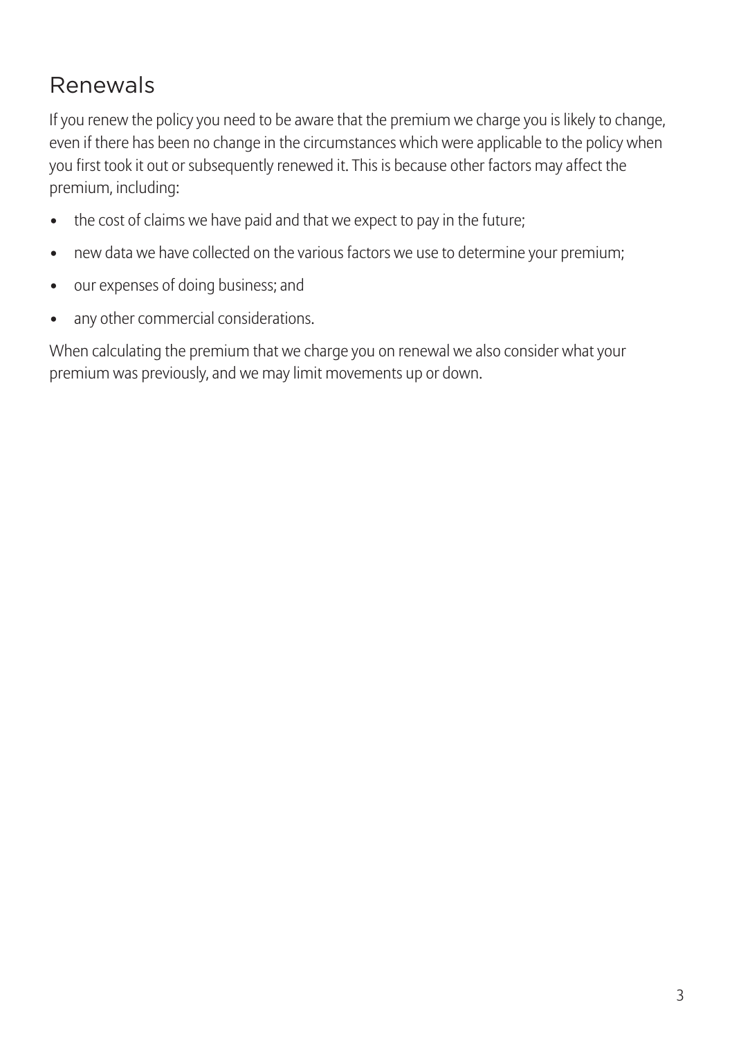## Renewals

If you renew the policy you need to be aware that the premium we charge you is likely to change, even if there has been no change in the circumstances which were applicable to the policy when you first took it out or subsequently renewed it. This is because other factors may affect the premium, including:

- the cost of claims we have paid and that we expect to pay in the future;
- new data we have collected on the various factors we use to determine your premium;
- our expenses of doing business; and
- any other commercial considerations.

When calculating the premium that we charge you on renewal we also consider what your premium was previously, and we may limit movements up or down.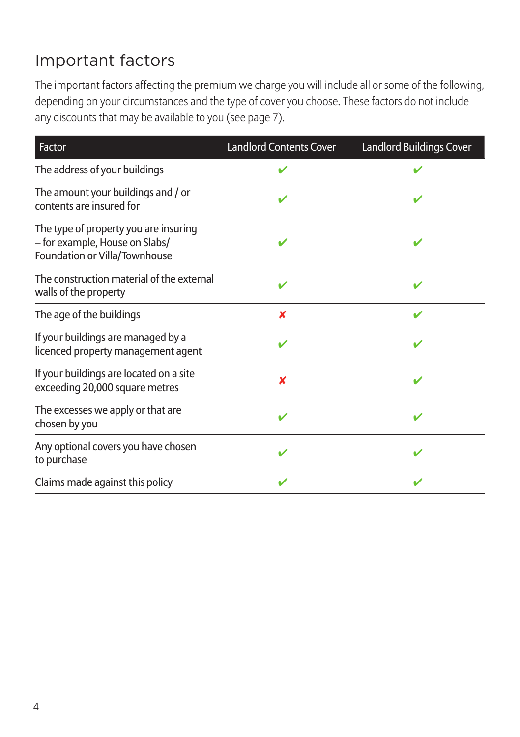## Important factors

The important factors affecting the premium we charge you will include all or some of the following, depending on your circumstances and the type of cover you choose. These factors do not include any discounts that may be available to you (see page 7).

| Factor | Landlord Contents Cover | Landlord Buildings Cover |
|---|---|---|
| The address of your buildings | ✔ | ✔ |
| The amount your buildings and / or contents are insured for | ✔ | ✔ |
| The type of property you are insuring – for example, House on Slabs/ Foundation or Villa/Townhouse | ✔ | ✔ |
| The construction material of the external walls of the property | ✔ | ✔ |
| The age of the buildings | ✘ | ✔ |
| If your buildings are managed by a licenced property management agent | ✔ | ✔ |
| If your buildings are located on a site exceeding 20,000 square metres | ✘ | ✔ |
| The excesses we apply or that are chosen by you | ✔ | ✔ |
| Any optional covers you have chosen to purchase | ✔ | ✔ |
| Claims made against this policy | ✔ | ✔ |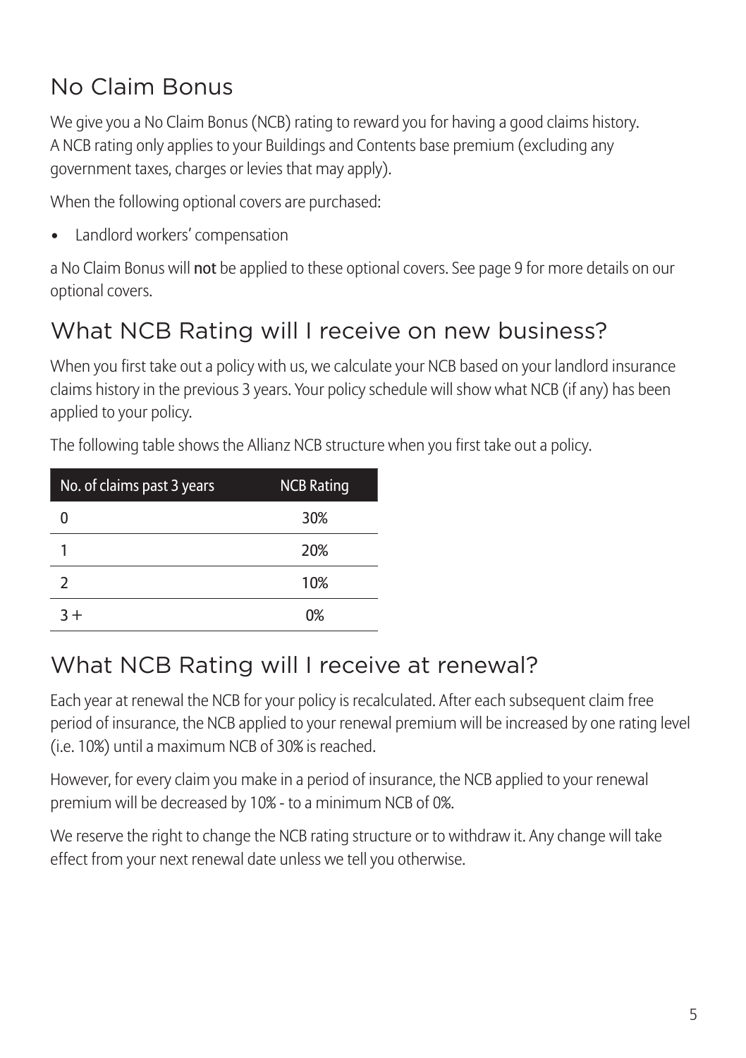## No Claim Bonus

We give you a No Claim Bonus (NCB) rating to reward you for having a good claims history. A NCB rating only applies to your Buildings and Contents base premium (excluding any government taxes, charges or levies that may apply).

When the following optional covers are purchased:

- Landlord workers' compensation

a No Claim Bonus will **not** be applied to these optional covers. See page 9 for more details on our optional covers.

## What NCB Rating will I receive on new business?

When you first take out a policy with us, we calculate your NCB based on your landlord insurance claims history in the previous 3 years. Your policy schedule will show what NCB (if any) has been applied to your policy.

The following table shows the Allianz NCB structure when you first take out a policy.

| No. of claims past 3 years | NCB Rating |
|---|---|
| 0 | 30% |
| 1 | 20% |
| 2 | 10% |
| 3 + | 0% |

## What NCB Rating will I receive at renewal?

Each year at renewal the NCB for your policy is recalculated. After each subsequent claim free period of insurance, the NCB applied to your renewal premium will be increased by one rating level (i.e. 10%) until a maximum NCB of 30% is reached.

However, for every claim you make in a period of insurance, the NCB applied to your renewal premium will be decreased by 10% - to a minimum NCB of 0%.

We reserve the right to change the NCB rating structure or to withdraw it. Any change will take effect from your next renewal date unless we tell you otherwise.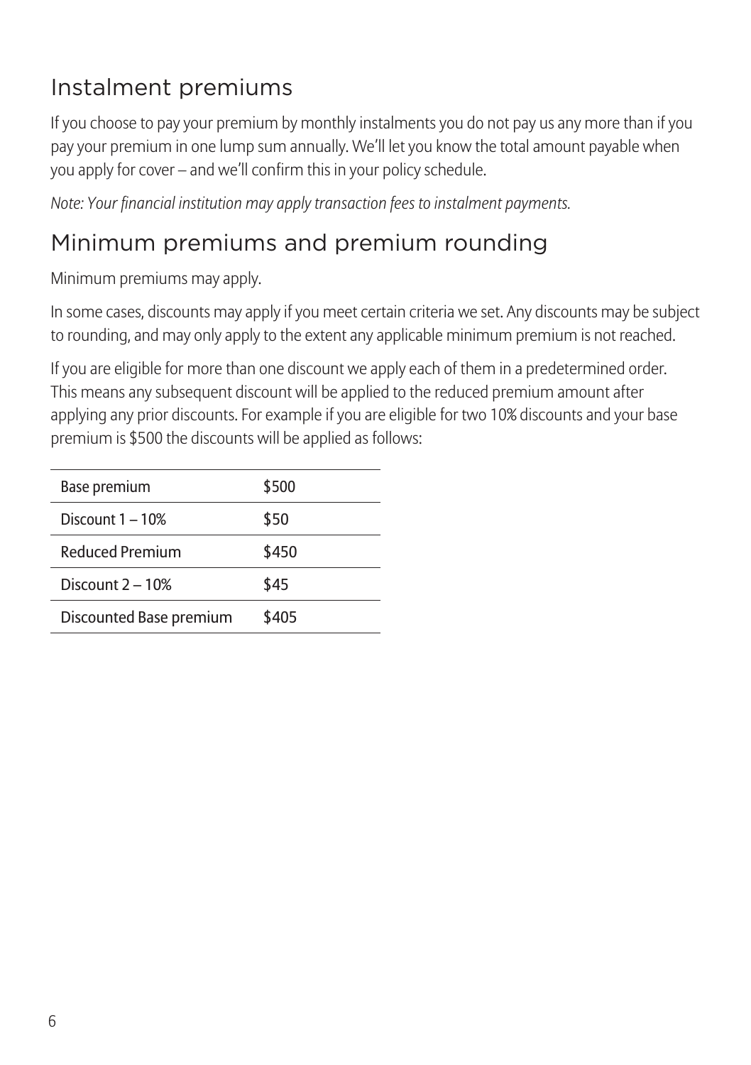## Instalment premiums

If you choose to pay your premium by monthly instalments you do not pay us any more than if you pay your premium in one lump sum annually. We'll let you know the total amount payable when you apply for cover – and we'll confirm this in your policy schedule.

*Note: Your financial institution may apply transaction fees to instalment payments.*

## Minimum premiums and premium rounding

Minimum premiums may apply.

In some cases, discounts may apply if you meet certain criteria we set. Any discounts may be subject to rounding, and may only apply to the extent any applicable minimum premium is not reached.

If you are eligible for more than one discount we apply each of them in a predetermined order. This means any subsequent discount will be applied to the reduced premium amount after applying any prior discounts. For example if you are eligible for two 10% discounts and your base premium is $500 the discounts will be applied as follows:

| | |
|---|---|
| Base premium | $500 |
| Discount 1 – 10% | $50 |
| Reduced Premium | $450 |
| Discount 2 – 10% | $45 |
| Discounted Base premium | $405 |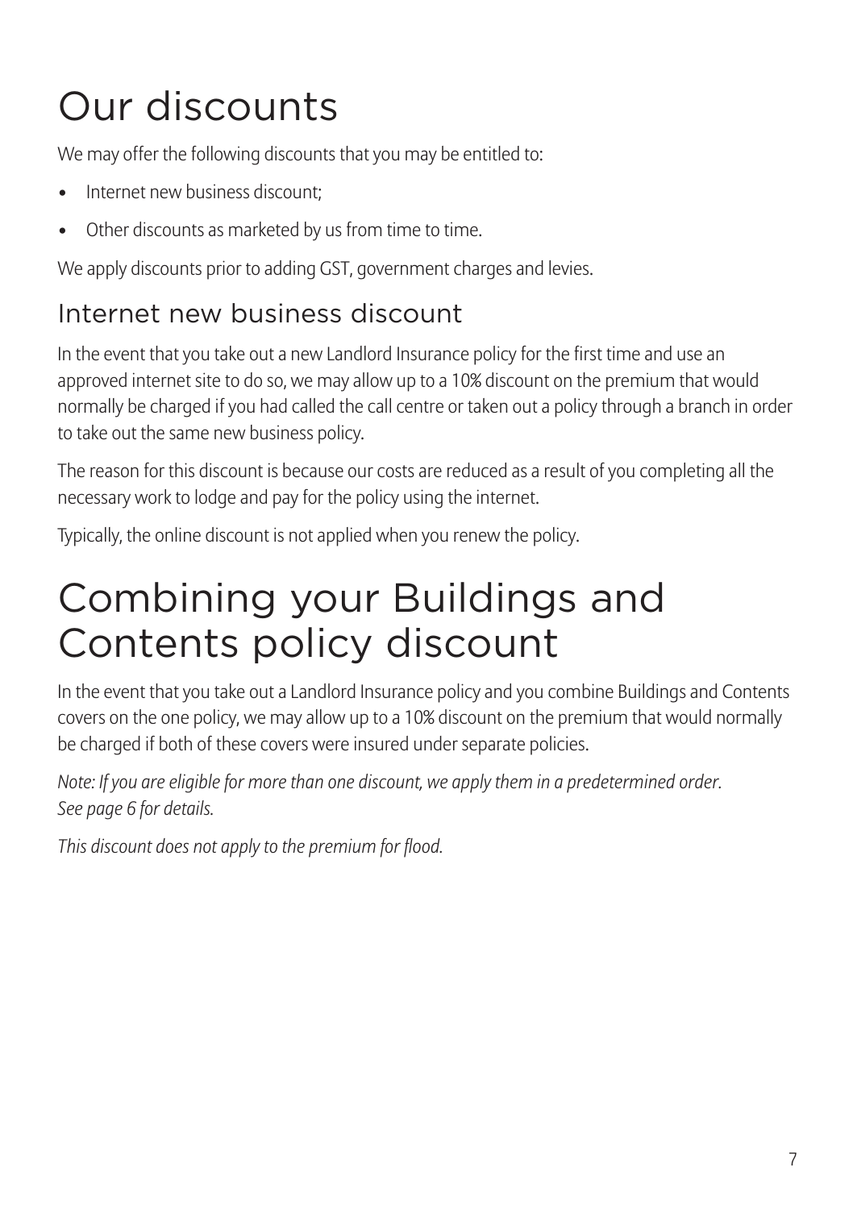# Our discounts

We may offer the following discounts that you may be entitled to:

- Internet new business discount;
- Other discounts as marketed by us from time to time.

We apply discounts prior to adding GST, government charges and levies.

## Internet new business discount

In the event that you take out a new Landlord Insurance policy for the first time and use an approved internet site to do so, we may allow up to a 10% discount on the premium that would normally be charged if you had called the call centre or taken out a policy through a branch in order to take out the same new business policy.

The reason for this discount is because our costs are reduced as a result of you completing all the necessary work to lodge and pay for the policy using the internet.

Typically, the online discount is not applied when you renew the policy.

# Combining your Buildings and Contents policy discount

In the event that you take out a Landlord Insurance policy and you combine Buildings and Contents covers on the one policy, we may allow up to a 10% discount on the premium that would normally be charged if both of these covers were insured under separate policies.

*Note: If you are eligible for more than one discount, we apply them in a predetermined order. See page 6 for details.*

*This discount does not apply to the premium for flood.*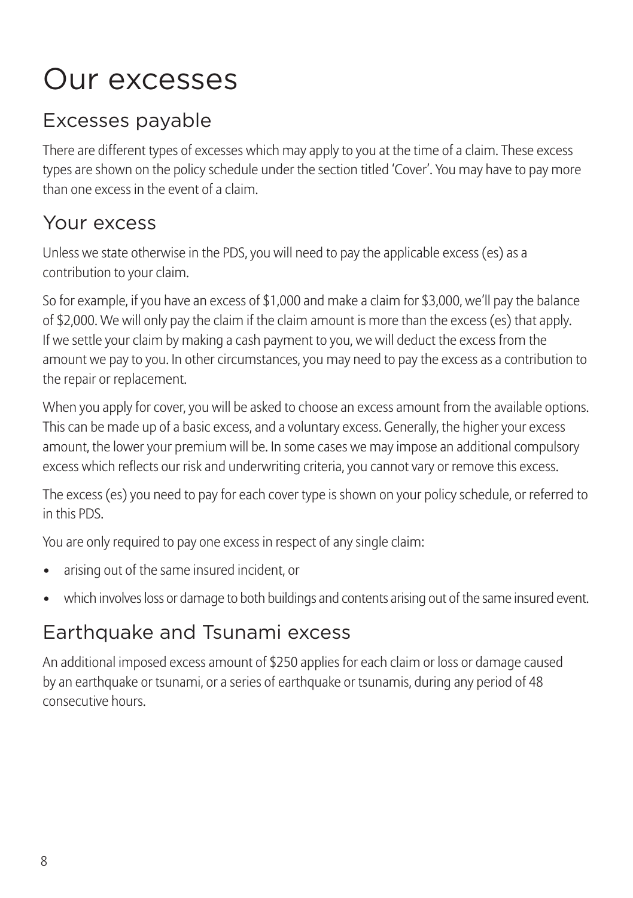# Our excesses

## Excesses payable

There are different types of excesses which may apply to you at the time of a claim. These excess types are shown on the policy schedule under the section titled 'Cover'. You may have to pay more than one excess in the event of a claim.

## Your excess

Unless we state otherwise in the PDS, you will need to pay the applicable excess (es) as a contribution to your claim.

So for example, if you have an excess of $1,000 and make a claim for $3,000, we'll pay the balance of $2,000. We will only pay the claim if the claim amount is more than the excess (es) that apply. If we settle your claim by making a cash payment to you, we will deduct the excess from the amount we pay to you. In other circumstances, you may need to pay the excess as a contribution to the repair or replacement.

When you apply for cover, you will be asked to choose an excess amount from the available options. This can be made up of a basic excess, and a voluntary excess. Generally, the higher your excess amount, the lower your premium will be. In some cases we may impose an additional compulsory excess which reflects our risk and underwriting criteria, you cannot vary or remove this excess.

The excess (es) you need to pay for each cover type is shown on your policy schedule, or referred to in this PDS.

You are only required to pay one excess in respect of any single claim:

- arising out of the same insured incident, or
- which involves loss or damage to both buildings and contents arising out of the same insured event.

## Earthquake and Tsunami excess

An additional imposed excess amount of $250 applies for each claim or loss or damage caused by an earthquake or tsunami, or a series of earthquake or tsunamis, during any period of 48 consecutive hours.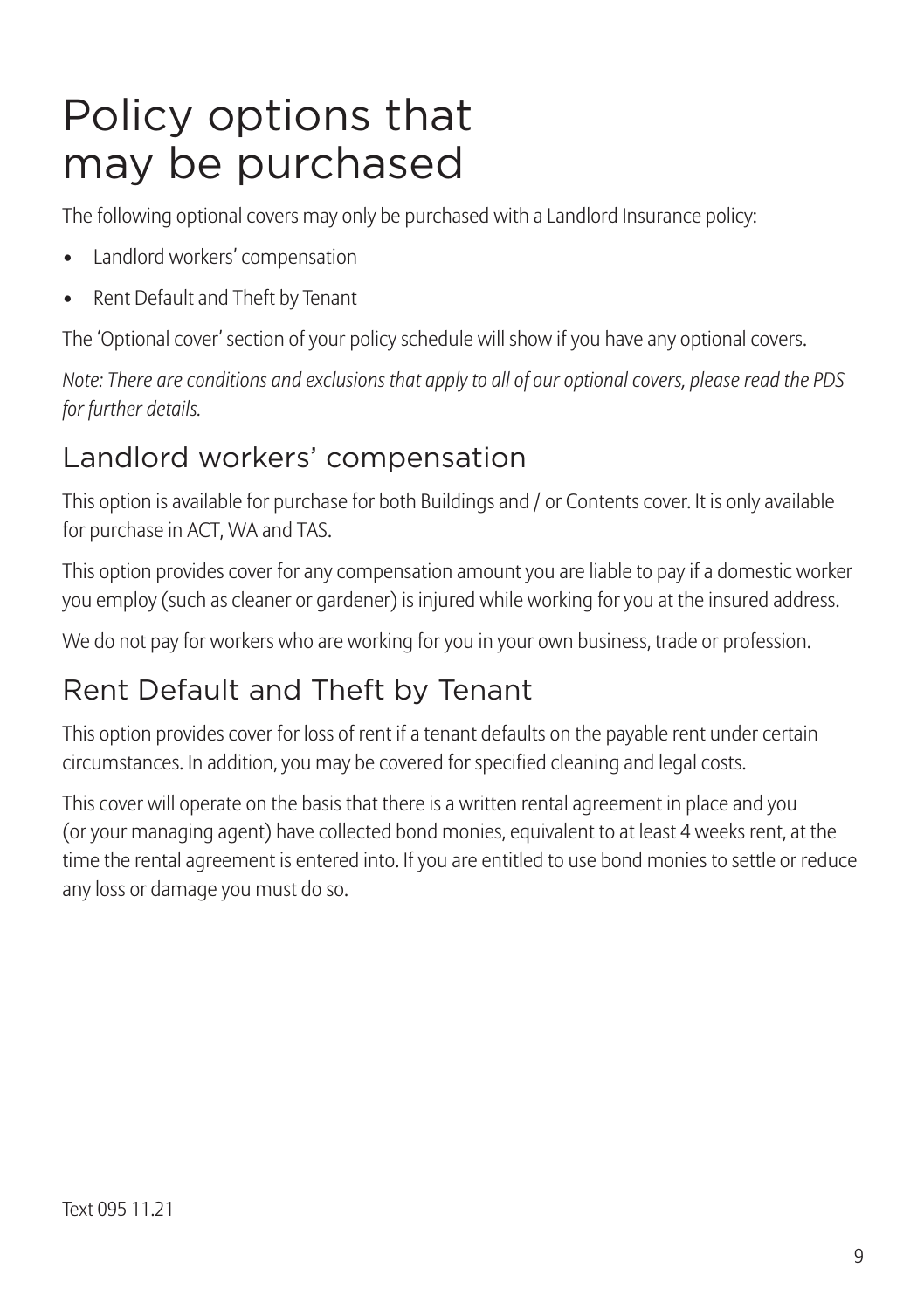# Policy options that may be purchased

The following optional covers may only be purchased with a Landlord Insurance policy:

- Landlord workers' compensation
- Rent Default and Theft by Tenant

The 'Optional cover' section of your policy schedule will show if you have any optional covers.

*Note: There are conditions and exclusions that apply to all of our optional covers, please read the PDS for further details.*

## Landlord workers' compensation

This option is available for purchase for both Buildings and / or Contents cover. It is only available for purchase in ACT, WA and TAS.

This option provides cover for any compensation amount you are liable to pay if a domestic worker you employ (such as cleaner or gardener) is injured while working for you at the insured address.

We do not pay for workers who are working for you in your own business, trade or profession.

## Rent Default and Theft by Tenant

This option provides cover for loss of rent if a tenant defaults on the payable rent under certain circumstances. In addition, you may be covered for specified cleaning and legal costs.

This cover will operate on the basis that there is a written rental agreement in place and you (or your managing agent) have collected bond monies, equivalent to at least 4 weeks rent, at the time the rental agreement is entered into. If you are entitled to use bond monies to settle or reduce any loss or damage you must do so.

Text 095 11.21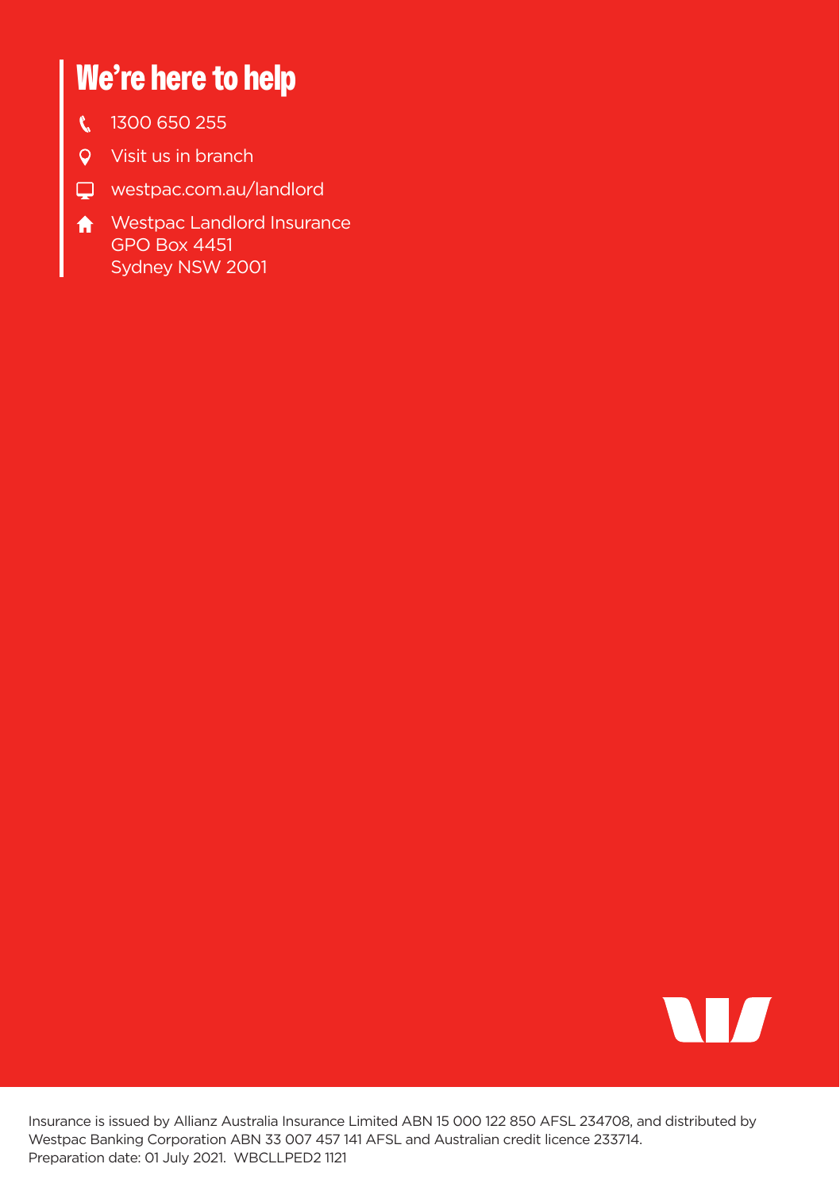## We're here to help

- 1300 650 255
- Visit us in branch
- westpac.com.au/landlord
- Westpac Landlord Insurance  
  GPO Box 4451  
  Sydney NSW 2001

Insurance is issued by Allianz Australia Insurance Limited ABN 15 000 122 850 AFSL 234708, and distributed by Westpac Banking Corporation ABN 33 007 457 141 AFSL and Australian credit licence 233714.
Preparation date: 01 July 2021. WBCLLPED2 1121